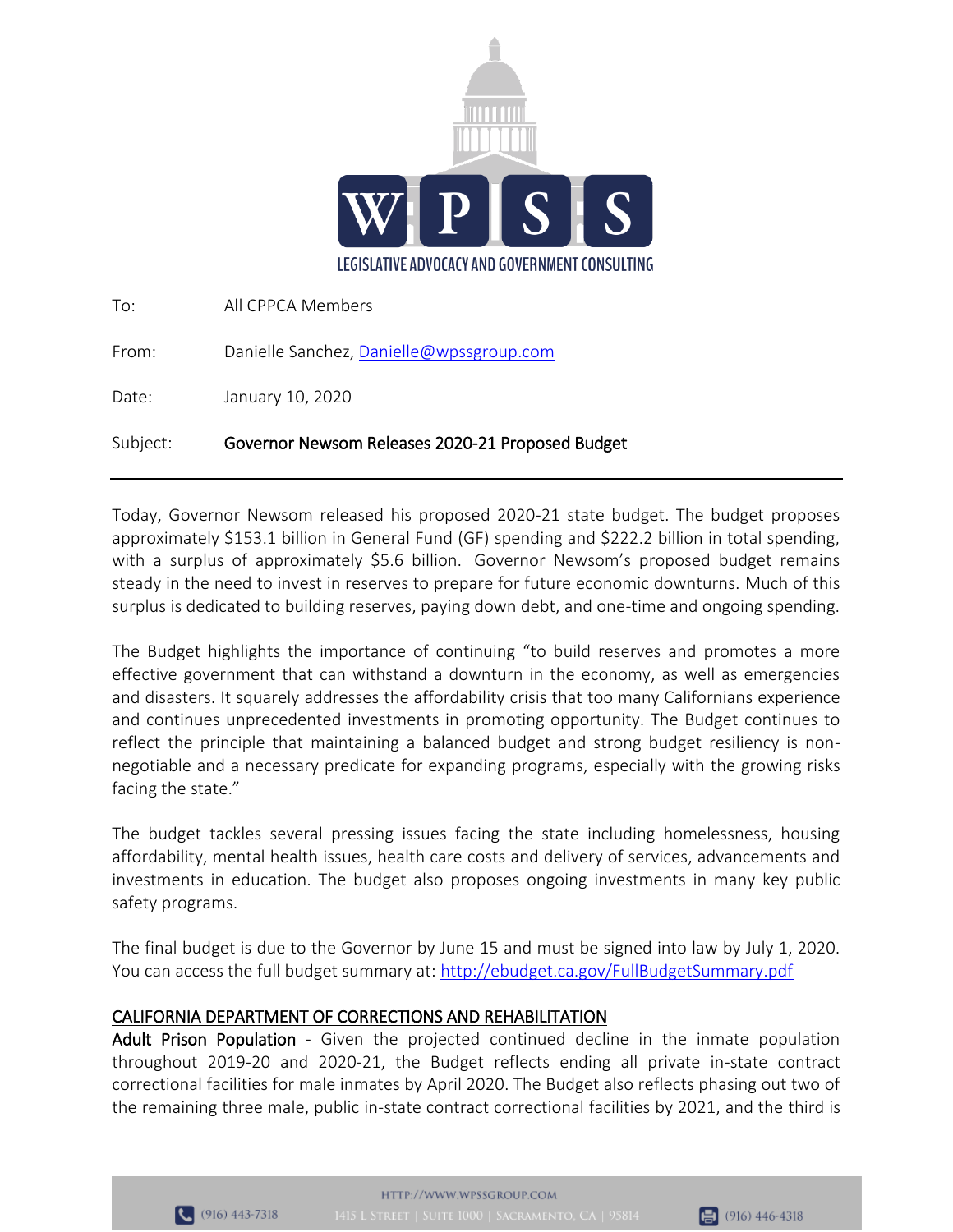**WPSS**

**LEGISLATIVE ADVOCACY AND GOVERNMENT CONSULTING**

| | |
|---|---|
| To: | All CPPCA Members |
| From: | Danielle Sanchez, Danielle@wpssgroup.com |
| Date: | January 10, 2020 |
| Subject: | **Governor Newsom Releases 2020-21 Proposed Budget** |

---

Today, Governor Newsom released his proposed 2020-21 state budget. The budget proposes approximately $153.1 billion in General Fund (GF) spending and $222.2 billion in total spending, with a surplus of approximately $5.6 billion. Governor Newsom's proposed budget remains steady in the need to invest in reserves to prepare for future economic downturns. Much of this surplus is dedicated to building reserves, paying down debt, and one-time and ongoing spending.

The Budget highlights the importance of continuing "to build reserves and promotes a more effective government that can withstand a downturn in the economy, as well as emergencies and disasters. It squarely addresses the affordability crisis that too many Californians experience and continues unprecedented investments in promoting opportunity. The Budget continues to reflect the principle that maintaining a balanced budget and strong budget resiliency is non-negotiable and a necessary predicate for expanding programs, especially with the growing risks facing the state."

The budget tackles several pressing issues facing the state including homelessness, housing affordability, mental health issues, health care costs and delivery of services, advancements and investments in education. The budget also proposes ongoing investments in many key public safety programs.

The final budget is due to the Governor by June 15 and must be signed into law by July 1, 2020. You can access the full budget summary at: http://ebudget.ca.gov/FullBudgetSummary.pdf

## CALIFORNIA DEPARTMENT OF CORRECTIONS AND REHABILITATION

**Adult Prison Population** - Given the projected continued decline in the inmate population throughout 2019-20 and 2020-21, the Budget reflects ending all private in-state contract correctional facilities for male inmates by April 2020. The Budget also reflects phasing out two of the remaining three male, public in-state contract correctional facilities by 2021, and the third is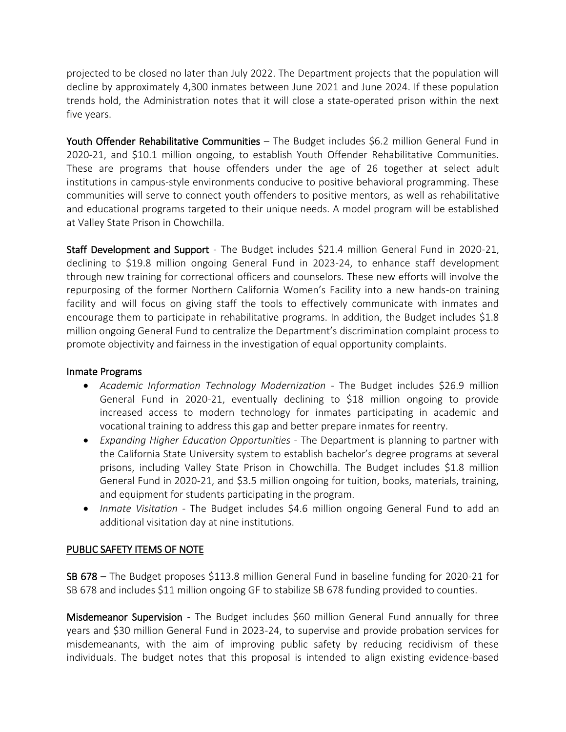projected to be closed no later than July 2022. The Department projects that the population will decline by approximately 4,300 inmates between June 2021 and June 2024. If these population trends hold, the Administration notes that it will close a state-operated prison within the next five years.

**Youth Offender Rehabilitative Communities** – The Budget includes $6.2 million General Fund in 2020-21, and $10.1 million ongoing, to establish Youth Offender Rehabilitative Communities. These are programs that house offenders under the age of 26 together at select adult institutions in campus-style environments conducive to positive behavioral programming. These communities will serve to connect youth offenders to positive mentors, as well as rehabilitative and educational programs targeted to their unique needs. A model program will be established at Valley State Prison in Chowchilla.

**Staff Development and Support** - The Budget includes $21.4 million General Fund in 2020-21, declining to $19.8 million ongoing General Fund in 2023-24, to enhance staff development through new training for correctional officers and counselors. These new efforts will involve the repurposing of the former Northern California Women's Facility into a new hands-on training facility and will focus on giving staff the tools to effectively communicate with inmates and encourage them to participate in rehabilitative programs. In addition, the Budget includes $1.8 million ongoing General Fund to centralize the Department's discrimination complaint process to promote objectivity and fairness in the investigation of equal opportunity complaints.

**Inmate Programs**

- *Academic Information Technology Modernization* - The Budget includes $26.9 million General Fund in 2020-21, eventually declining to $18 million ongoing to provide increased access to modern technology for inmates participating in academic and vocational training to address this gap and better prepare inmates for reentry.
- *Expanding Higher Education Opportunities* - The Department is planning to partner with the California State University system to establish bachelor's degree programs at several prisons, including Valley State Prison in Chowchilla. The Budget includes $1.8 million General Fund in 2020-21, and $3.5 million ongoing for tuition, books, materials, training, and equipment for students participating in the program.
- *Inmate Visitation* - The Budget includes $4.6 million ongoing General Fund to add an additional visitation day at nine institutions.

## PUBLIC SAFETY ITEMS OF NOTE

**SB 678** – The Budget proposes $113.8 million General Fund in baseline funding for 2020-21 for SB 678 and includes $11 million ongoing GF to stabilize SB 678 funding provided to counties.

**Misdemeanor Supervision** - The Budget includes $60 million General Fund annually for three years and $30 million General Fund in 2023-24, to supervise and provide probation services for misdemeanants, with the aim of improving public safety by reducing recidivism of these individuals. The budget notes that this proposal is intended to align existing evidence-based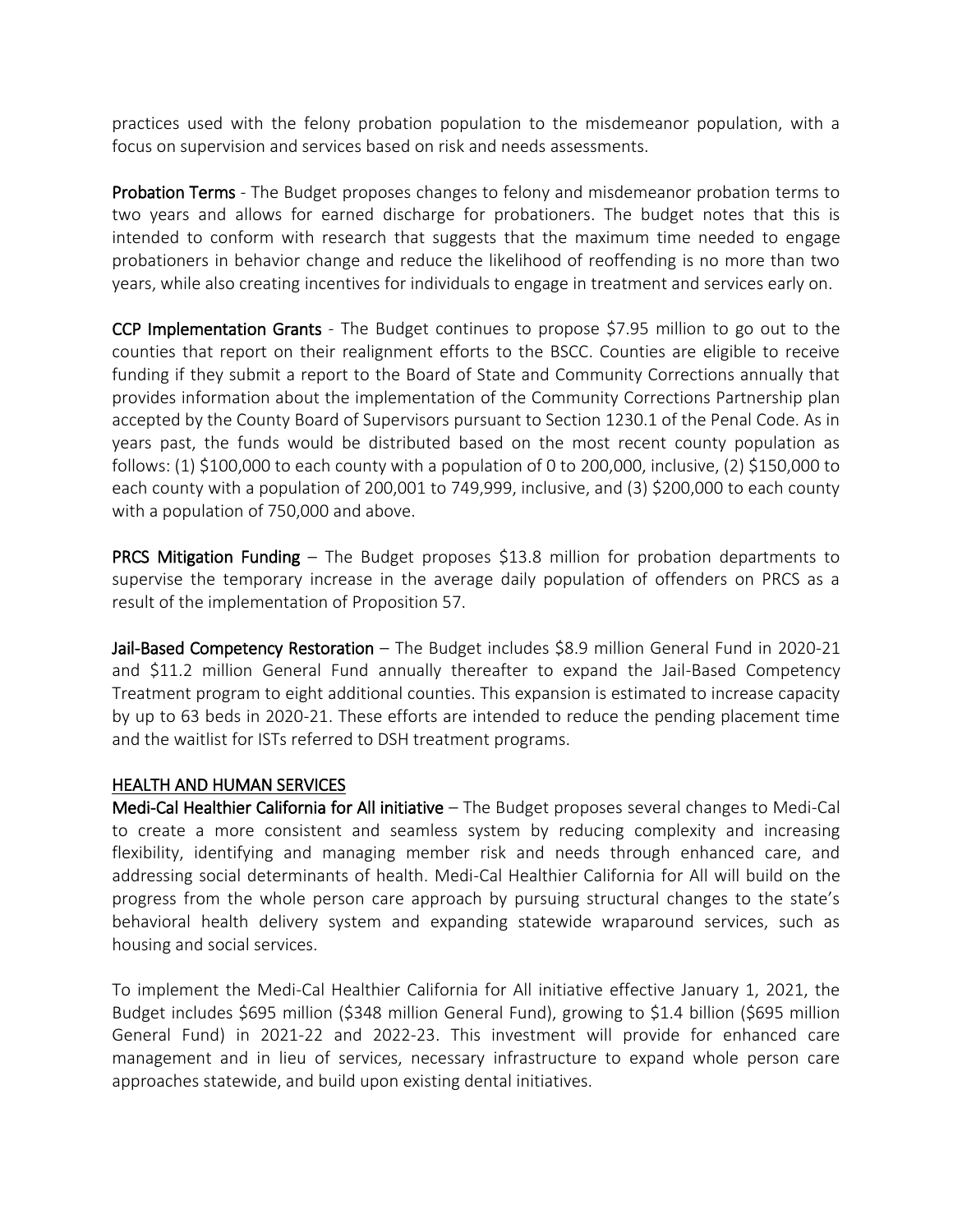practices used with the felony probation population to the misdemeanor population, with a focus on supervision and services based on risk and needs assessments.

**Probation Terms** - The Budget proposes changes to felony and misdemeanor probation terms to two years and allows for earned discharge for probationers. The budget notes that this is intended to conform with research that suggests that the maximum time needed to engage probationers in behavior change and reduce the likelihood of reoffending is no more than two years, while also creating incentives for individuals to engage in treatment and services early on.

**CCP Implementation Grants** - The Budget continues to propose $7.95 million to go out to the counties that report on their realignment efforts to the BSCC. Counties are eligible to receive funding if they submit a report to the Board of State and Community Corrections annually that provides information about the implementation of the Community Corrections Partnership plan accepted by the County Board of Supervisors pursuant to Section 1230.1 of the Penal Code. As in years past, the funds would be distributed based on the most recent county population as follows: (1) $100,000 to each county with a population of 0 to 200,000, inclusive, (2) $150,000 to each county with a population of 200,001 to 749,999, inclusive, and (3) $200,000 to each county with a population of 750,000 and above.

**PRCS Mitigation Funding** – The Budget proposes $13.8 million for probation departments to supervise the temporary increase in the average daily population of offenders on PRCS as a result of the implementation of Proposition 57.

**Jail-Based Competency Restoration** – The Budget includes $8.9 million General Fund in 2020-21 and $11.2 million General Fund annually thereafter to expand the Jail-Based Competency Treatment program to eight additional counties. This expansion is estimated to increase capacity by up to 63 beds in 2020-21. These efforts are intended to reduce the pending placement time and the waitlist for ISTs referred to DSH treatment programs.

## HEALTH AND HUMAN SERVICES

**Medi-Cal Healthier California for All initiative** – The Budget proposes several changes to Medi-Cal to create a more consistent and seamless system by reducing complexity and increasing flexibility, identifying and managing member risk and needs through enhanced care, and addressing social determinants of health. Medi-Cal Healthier California for All will build on the progress from the whole person care approach by pursuing structural changes to the state's behavioral health delivery system and expanding statewide wraparound services, such as housing and social services.

To implement the Medi-Cal Healthier California for All initiative effective January 1, 2021, the Budget includes $695 million ($348 million General Fund), growing to $1.4 billion ($695 million General Fund) in 2021-22 and 2022-23. This investment will provide for enhanced care management and in lieu of services, necessary infrastructure to expand whole person care approaches statewide, and build upon existing dental initiatives.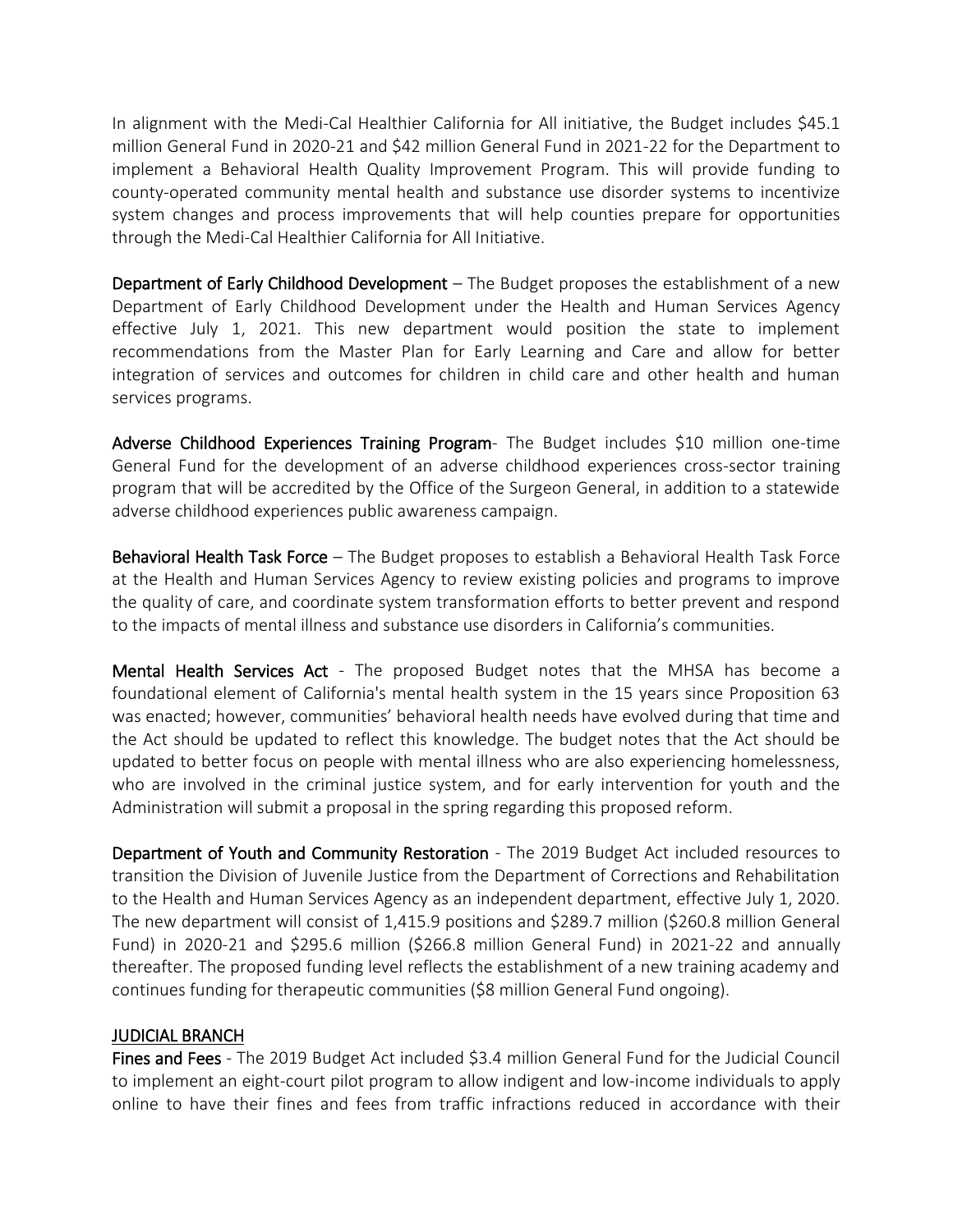In alignment with the Medi-Cal Healthier California for All initiative, the Budget includes $45.1 million General Fund in 2020-21 and $42 million General Fund in 2021-22 for the Department to implement a Behavioral Health Quality Improvement Program. This will provide funding to county-operated community mental health and substance use disorder systems to incentivize system changes and process improvements that will help counties prepare for opportunities through the Medi-Cal Healthier California for All Initiative.

**Department of Early Childhood Development** – The Budget proposes the establishment of a new Department of Early Childhood Development under the Health and Human Services Agency effective July 1, 2021. This new department would position the state to implement recommendations from the Master Plan for Early Learning and Care and allow for better integration of services and outcomes for children in child care and other health and human services programs.

**Adverse Childhood Experiences Training Program**- The Budget includes $10 million one-time General Fund for the development of an adverse childhood experiences cross-sector training program that will be accredited by the Office of the Surgeon General, in addition to a statewide adverse childhood experiences public awareness campaign.

**Behavioral Health Task Force** – The Budget proposes to establish a Behavioral Health Task Force at the Health and Human Services Agency to review existing policies and programs to improve the quality of care, and coordinate system transformation efforts to better prevent and respond to the impacts of mental illness and substance use disorders in California's communities.

**Mental Health Services Act** - The proposed Budget notes that the MHSA has become a foundational element of California's mental health system in the 15 years since Proposition 63 was enacted; however, communities' behavioral health needs have evolved during that time and the Act should be updated to reflect this knowledge. The budget notes that the Act should be updated to better focus on people with mental illness who are also experiencing homelessness, who are involved in the criminal justice system, and for early intervention for youth and the Administration will submit a proposal in the spring regarding this proposed reform.

**Department of Youth and Community Restoration** - The 2019 Budget Act included resources to transition the Division of Juvenile Justice from the Department of Corrections and Rehabilitation to the Health and Human Services Agency as an independent department, effective July 1, 2020. The new department will consist of 1,415.9 positions and $289.7 million ($260.8 million General Fund) in 2020-21 and $295.6 million ($266.8 million General Fund) in 2021-22 and annually thereafter. The proposed funding level reflects the establishment of a new training academy and continues funding for therapeutic communities ($8 million General Fund ongoing).

<u>JUDICIAL BRANCH</u>

**Fines and Fees** - The 2019 Budget Act included $3.4 million General Fund for the Judicial Council to implement an eight-court pilot program to allow indigent and low-income individuals to apply online to have their fines and fees from traffic infractions reduced in accordance with their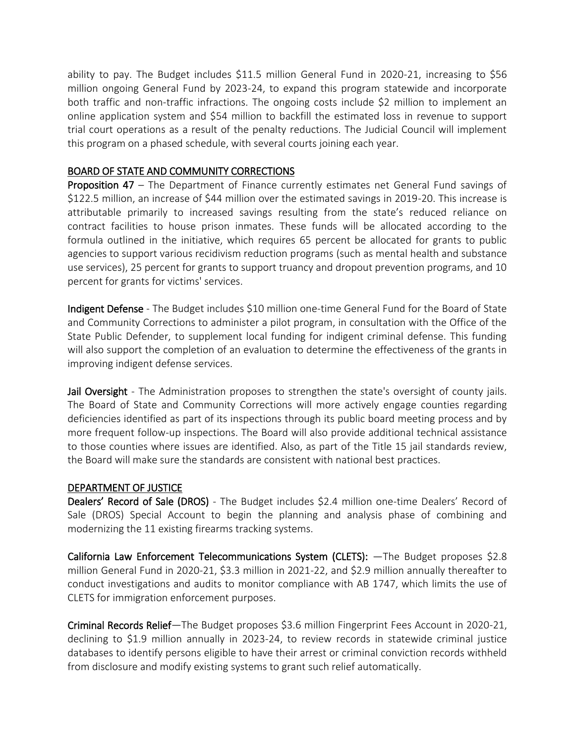ability to pay. The Budget includes $11.5 million General Fund in 2020-21, increasing to $56 million ongoing General Fund by 2023-24, to expand this program statewide and incorporate both traffic and non-traffic infractions. The ongoing costs include $2 million to implement an online application system and $54 million to backfill the estimated loss in revenue to support trial court operations as a result of the penalty reductions. The Judicial Council will implement this program on a phased schedule, with several courts joining each year.

## BOARD OF STATE AND COMMUNITY CORRECTIONS

**Proposition 47** – The Department of Finance currently estimates net General Fund savings of $122.5 million, an increase of $44 million over the estimated savings in 2019-20. This increase is attributable primarily to increased savings resulting from the state's reduced reliance on contract facilities to house prison inmates. These funds will be allocated according to the formula outlined in the initiative, which requires 65 percent be allocated for grants to public agencies to support various recidivism reduction programs (such as mental health and substance use services), 25 percent for grants to support truancy and dropout prevention programs, and 10 percent for grants for victims' services.

**Indigent Defense** - The Budget includes $10 million one-time General Fund for the Board of State and Community Corrections to administer a pilot program, in consultation with the Office of the State Public Defender, to supplement local funding for indigent criminal defense. This funding will also support the completion of an evaluation to determine the effectiveness of the grants in improving indigent defense services.

**Jail Oversight** - The Administration proposes to strengthen the state's oversight of county jails. The Board of State and Community Corrections will more actively engage counties regarding deficiencies identified as part of its inspections through its public board meeting process and by more frequent follow-up inspections. The Board will also provide additional technical assistance to those counties where issues are identified. Also, as part of the Title 15 jail standards review, the Board will make sure the standards are consistent with national best practices.

## DEPARTMENT OF JUSTICE

**Dealers' Record of Sale (DROS)** - The Budget includes $2.4 million one-time Dealers' Record of Sale (DROS) Special Account to begin the planning and analysis phase of combining and modernizing the 11 existing firearms tracking systems.

**California Law Enforcement Telecommunications System (CLETS):** —The Budget proposes $2.8 million General Fund in 2020-21, $3.3 million in 2021-22, and $2.9 million annually thereafter to conduct investigations and audits to monitor compliance with AB 1747, which limits the use of CLETS for immigration enforcement purposes.

**Criminal Records Relief**—The Budget proposes $3.6 million Fingerprint Fees Account in 2020-21, declining to $1.9 million annually in 2023-24, to review records in statewide criminal justice databases to identify persons eligible to have their arrest or criminal conviction records withheld from disclosure and modify existing systems to grant such relief automatically.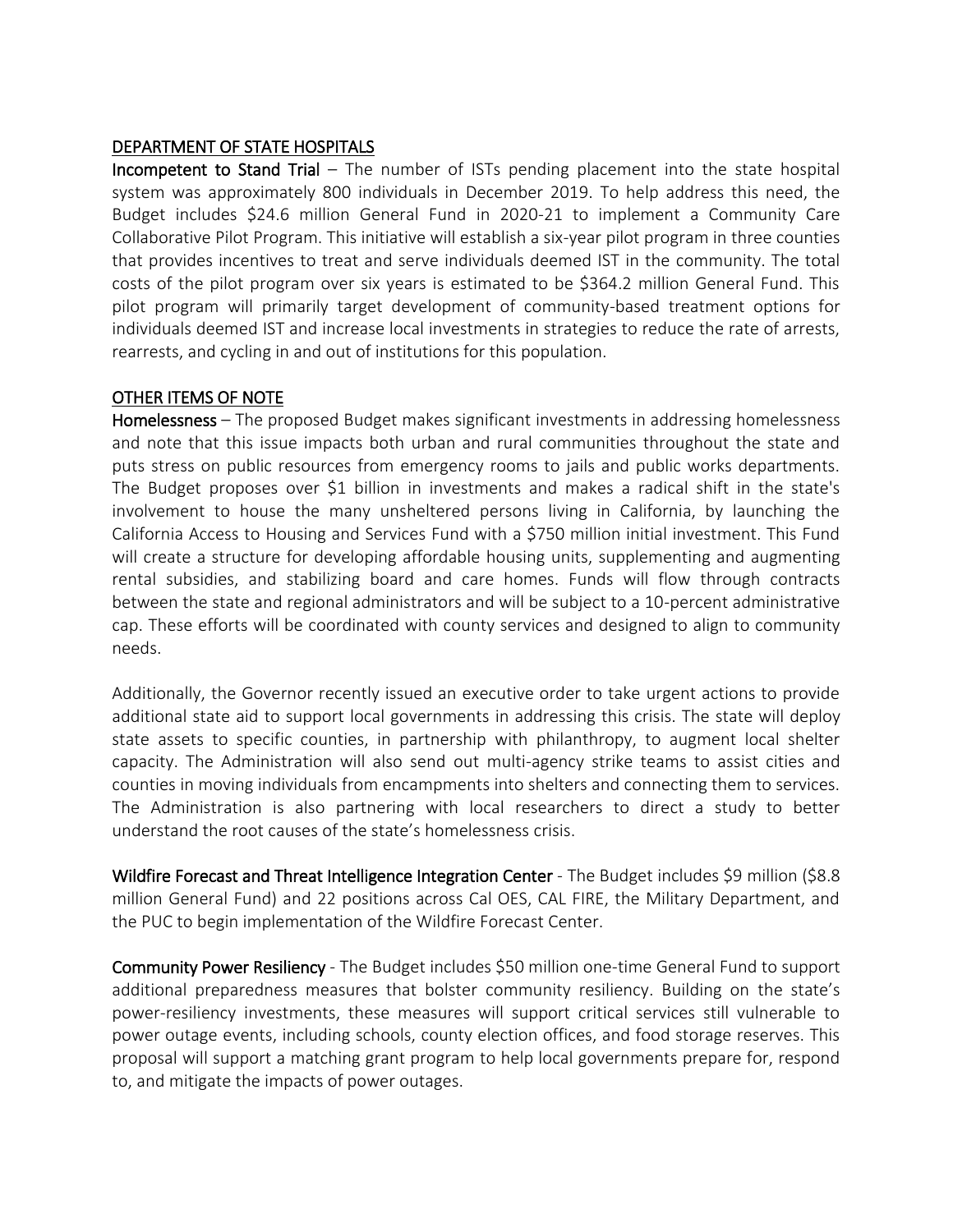## DEPARTMENT OF STATE HOSPITALS

**Incompetent to Stand Trial** – The number of ISTs pending placement into the state hospital system was approximately 800 individuals in December 2019. To help address this need, the Budget includes $24.6 million General Fund in 2020-21 to implement a Community Care Collaborative Pilot Program. This initiative will establish a six-year pilot program in three counties that provides incentives to treat and serve individuals deemed IST in the community. The total costs of the pilot program over six years is estimated to be $364.2 million General Fund. This pilot program will primarily target development of community-based treatment options for individuals deemed IST and increase local investments in strategies to reduce the rate of arrests, rearrests, and cycling in and out of institutions for this population.

## OTHER ITEMS OF NOTE

**Homelessness** – The proposed Budget makes significant investments in addressing homelessness and note that this issue impacts both urban and rural communities throughout the state and puts stress on public resources from emergency rooms to jails and public works departments. The Budget proposes over $1 billion in investments and makes a radical shift in the state's involvement to house the many unsheltered persons living in California, by launching the California Access to Housing and Services Fund with a $750 million initial investment. This Fund will create a structure for developing affordable housing units, supplementing and augmenting rental subsidies, and stabilizing board and care homes. Funds will flow through contracts between the state and regional administrators and will be subject to a 10-percent administrative cap. These efforts will be coordinated with county services and designed to align to community needs.

Additionally, the Governor recently issued an executive order to take urgent actions to provide additional state aid to support local governments in addressing this crisis. The state will deploy state assets to specific counties, in partnership with philanthropy, to augment local shelter capacity. The Administration will also send out multi-agency strike teams to assist cities and counties in moving individuals from encampments into shelters and connecting them to services. The Administration is also partnering with local researchers to direct a study to better understand the root causes of the state's homelessness crisis.

**Wildfire Forecast and Threat Intelligence Integration Center** - The Budget includes $9 million ($8.8 million General Fund) and 22 positions across Cal OES, CAL FIRE, the Military Department, and the PUC to begin implementation of the Wildfire Forecast Center.

**Community Power Resiliency** - The Budget includes $50 million one-time General Fund to support additional preparedness measures that bolster community resiliency. Building on the state's power-resiliency investments, these measures will support critical services still vulnerable to power outage events, including schools, county election offices, and food storage reserves. This proposal will support a matching grant program to help local governments prepare for, respond to, and mitigate the impacts of power outages.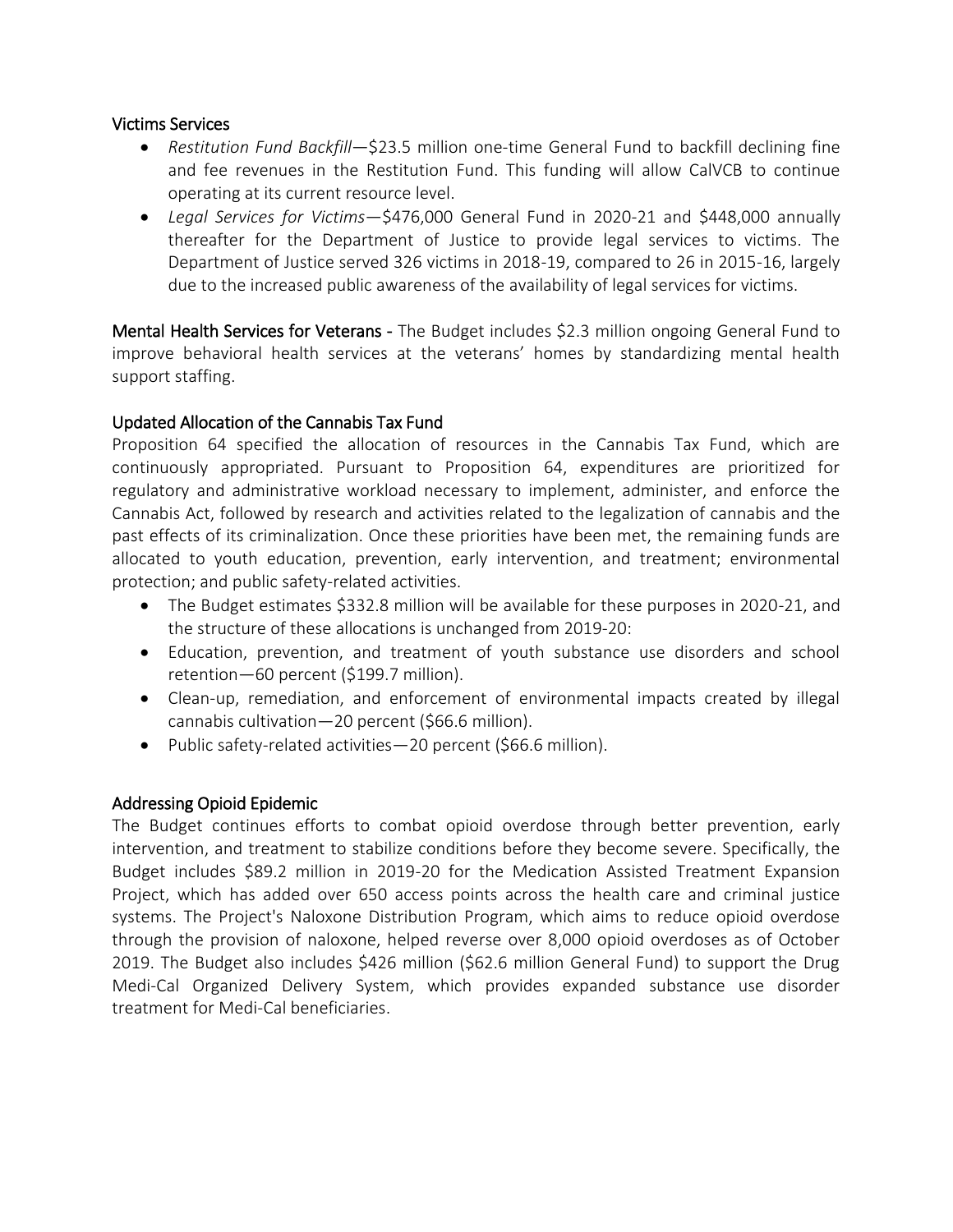### Victims Services

- *Restitution Fund Backfill*—$23.5 million one-time General Fund to backfill declining fine and fee revenues in the Restitution Fund. This funding will allow CalVCB to continue operating at its current resource level.
- *Legal Services for Victims*—$476,000 General Fund in 2020-21 and $448,000 annually thereafter for the Department of Justice to provide legal services to victims. The Department of Justice served 326 victims in 2018-19, compared to 26 in 2015-16, largely due to the increased public awareness of the availability of legal services for victims.

**Mental Health Services for Veterans -** The Budget includes $2.3 million ongoing General Fund to improve behavioral health services at the veterans' homes by standardizing mental health support staffing.

### Updated Allocation of the Cannabis Tax Fund

Proposition 64 specified the allocation of resources in the Cannabis Tax Fund, which are continuously appropriated. Pursuant to Proposition 64, expenditures are prioritized for regulatory and administrative workload necessary to implement, administer, and enforce the Cannabis Act, followed by research and activities related to the legalization of cannabis and the past effects of its criminalization. Once these priorities have been met, the remaining funds are allocated to youth education, prevention, early intervention, and treatment; environmental protection; and public safety-related activities.

- The Budget estimates $332.8 million will be available for these purposes in 2020-21, and the structure of these allocations is unchanged from 2019-20:
- Education, prevention, and treatment of youth substance use disorders and school retention—60 percent ($199.7 million).
- Clean-up, remediation, and enforcement of environmental impacts created by illegal cannabis cultivation—20 percent ($66.6 million).
- Public safety-related activities—20 percent ($66.6 million).

### Addressing Opioid Epidemic

The Budget continues efforts to combat opioid overdose through better prevention, early intervention, and treatment to stabilize conditions before they become severe. Specifically, the Budget includes $89.2 million in 2019-20 for the Medication Assisted Treatment Expansion Project, which has added over 650 access points across the health care and criminal justice systems. The Project's Naloxone Distribution Program, which aims to reduce opioid overdose through the provision of naloxone, helped reverse over 8,000 opioid overdoses as of October 2019. The Budget also includes $426 million ($62.6 million General Fund) to support the Drug Medi-Cal Organized Delivery System, which provides expanded substance use disorder treatment for Medi-Cal beneficiaries.